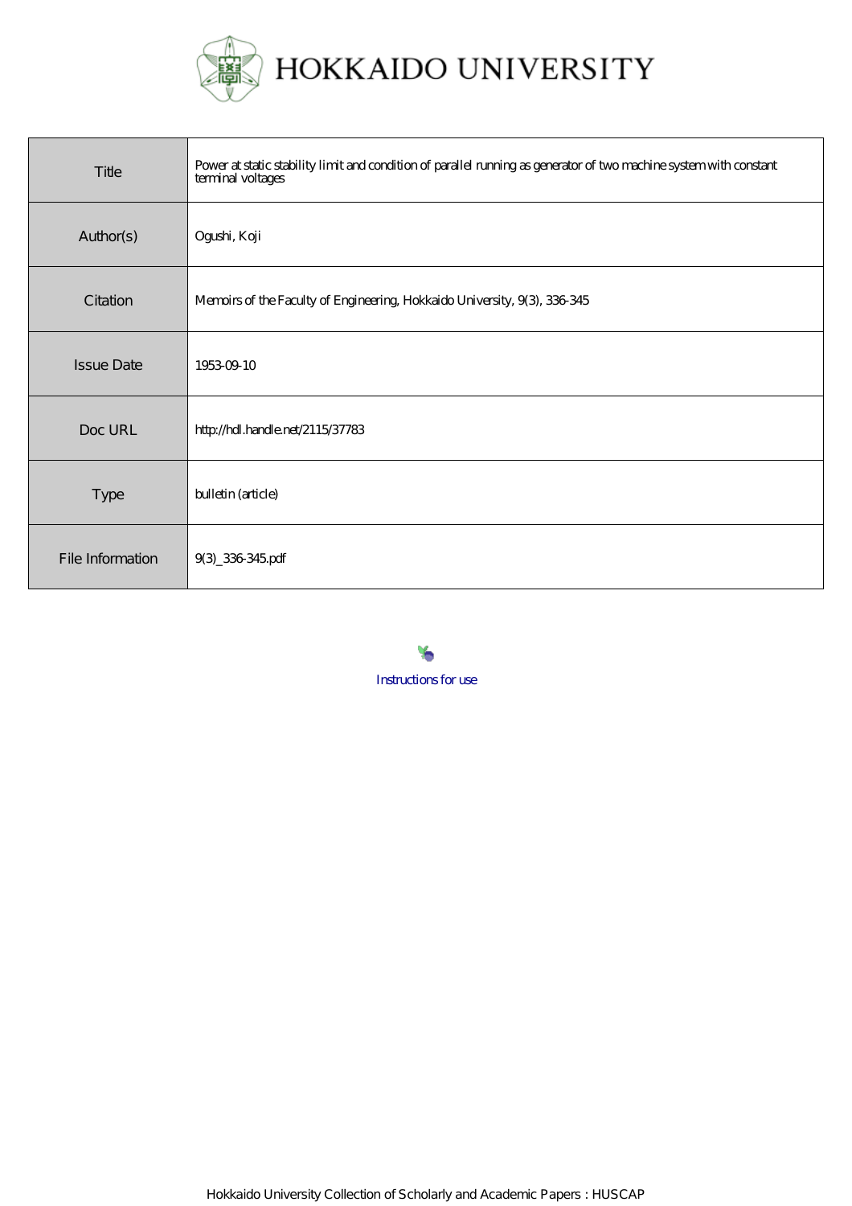# HOKKAIDO UNIVERSITY

| Title | Power at static stability limit and condition of parallel running as generator of two machine system with constant terminal voltages |
|---|---|
| Author(s) | Ogushi, Koji |
| Citation | Memoirs of the Faculty of Engineering, Hokkaido University, 9(3), 336-345 |
| Issue Date | 1953-09-10 |
| Doc URL | http://hdl.handle.net/2115/37783 |
| Type | bulletin (article) |
| File Information | 9(3)_336-345.pdf |

Instructions for use

Hokkaido University Collection of Scholarly and Academic Papers : HUSCAP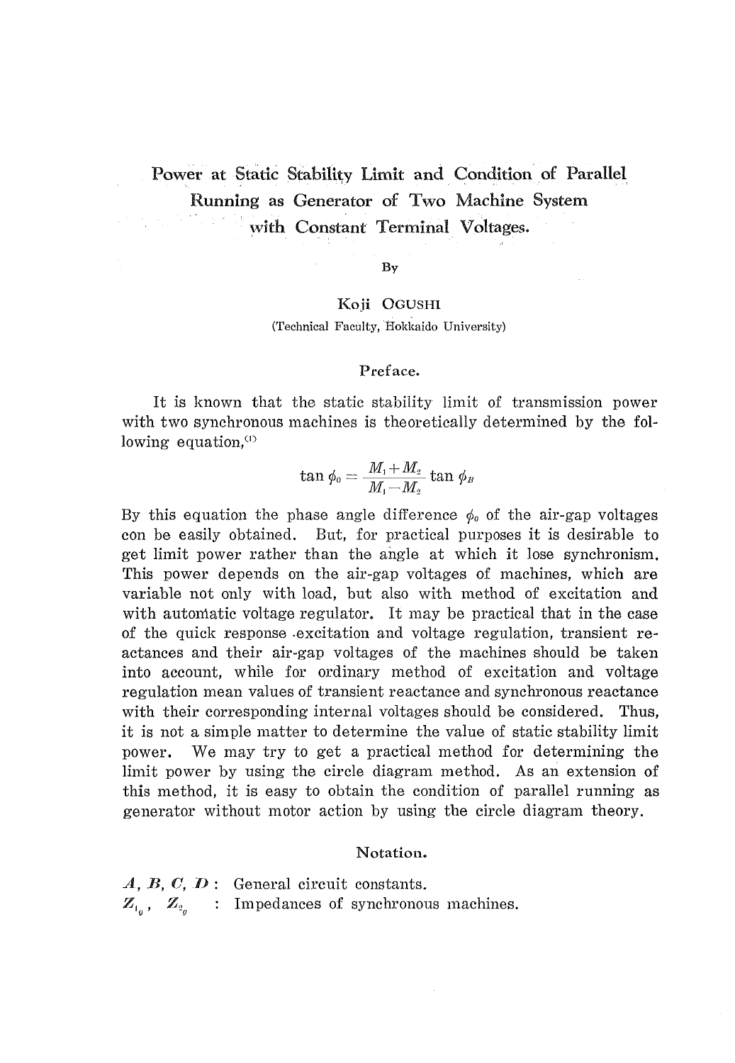# Power at Static Stability Limit and Condition of Parallel Running as Generator of Two Machine System with Constant Terminal Voltages.

By

Koji OGUSHI

(Technical Faculty, Hokkaido University)

## Preface.

It is known that the static stability limit of transmission power with two synchronous machines is theoretically determined by the following equation,[1]

$$\tan \phi_0 = \frac{M_1 + M_2}{M_1 - M_2} \tan \phi_B$$

By this equation the phase angle difference $\phi_0$ of the air-gap voltages con be easily obtained. But, for practical purposes it is desirable to get limit power rather than the angle at which it lose synchronism. This power depends on the air-gap voltages of machines, which are variable not only with load, but also with method of excitation and with automatic voltage regulator. It may be practical that in the case of the quick response excitation and voltage regulation, transient reactances and their air-gap voltages of the machines should be taken into account, while for ordinary method of excitation and voltage regulation mean values of transient reactance and synchronous reactance with their corresponding internal voltages should be considered. Thus, it is not a simple matter to determine the value of static stability limit power. We may try to get a practical method for determining the limit power by using the circle diagram method. As an extension of this method, it is easy to obtain the condition of parallel running as generator without motor action by using the circle diagram theory.

## Notation.

$A, B, C, D$ : General circuit constants.

$Z_{1_g}$, $Z_{2_g}$ : Impedances of synchronous machines.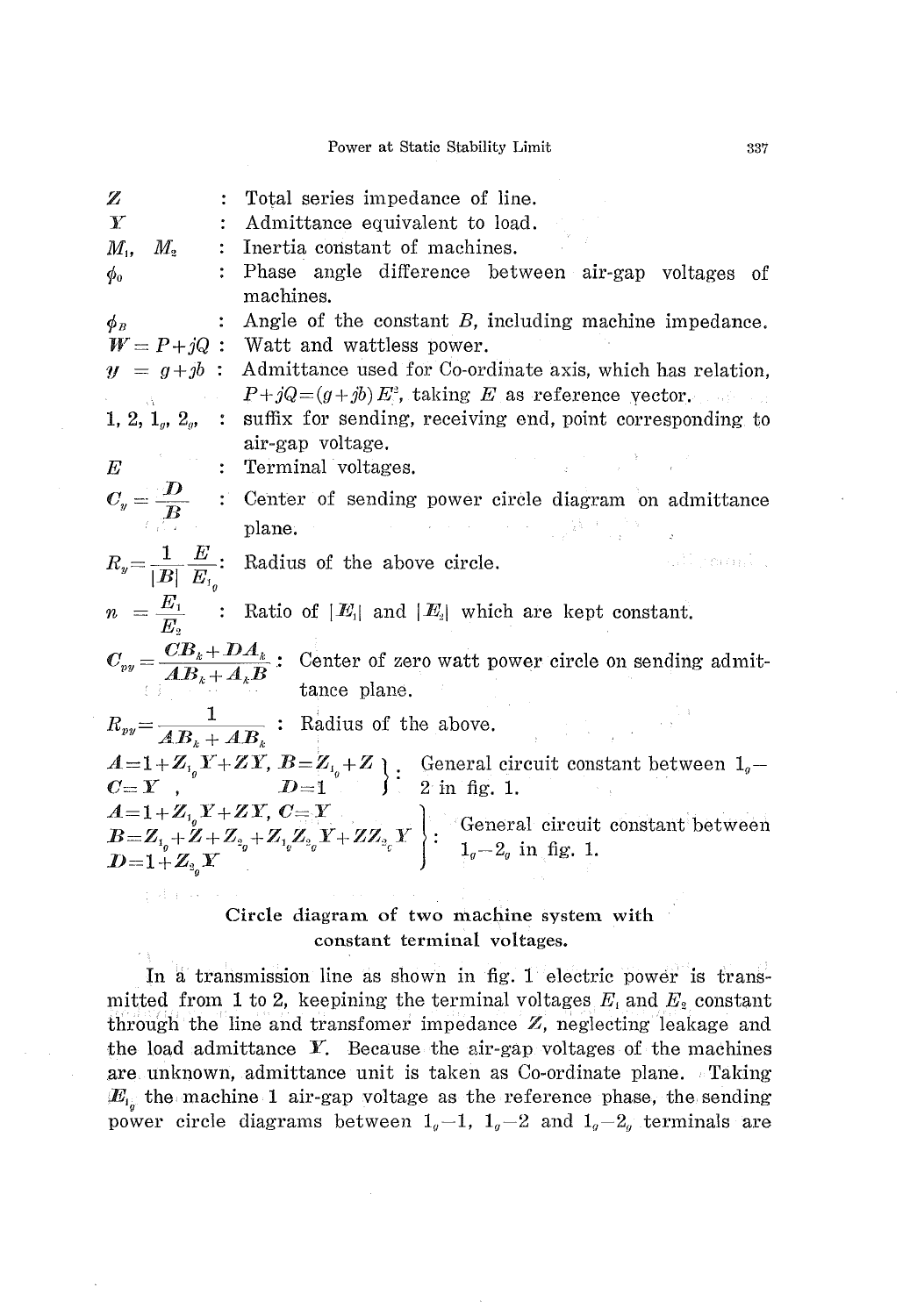| | | |
|---|---|---|
| $Z$ | : | Total series impedance of line. |
| $Y$ | : | Admittance equivalent to load. |
| $M_1$, $M_2$ | : | Inertia constant of machines. |
| $\phi_0$ | : | Phase angle difference between air-gap voltages of machines. |
| $\phi_B$ | : | Angle of the constant $B$, including machine impedance. |
| $W = P + jQ$ | : | Watt and wattless power. |
| $y = g + jb$ | : | Admittance used for Co-ordinate axis, which has relation, $P + jQ = (g + jb) E^2$, taking $E$ as reference vector. |
| 1, 2, $1_g$, $2_g$, | : | suffix for sending, receiving end, point corresponding to air-gap voltage. |
| $E$ | : | Terminal voltages. |
| $C_y = \dfrac{D}{B}$ | : | Center of sending power circle diagram on admittance plane. |
| $R_y = \dfrac{1}{\lvert B \rvert} \dfrac{E}{E_{1_g}}$ | : | Radius of the above circle. |
| $n = \dfrac{E_1}{E_2}$ | : | Ratio of $\lvert E_1 \rvert$ and $\lvert E_2 \rvert$ which are kept constant. |
| $C_{py} = \dfrac{CB_k + DA_k}{AB_k + A_k B}$ | : | Center of zero watt power circle on sending admittance plane. |
| $R_{py} = \dfrac{1}{AB_k + AB_k}$ | : | Radius of the above. |

$$\left. \begin{array}{ll} A = 1 + Z_{1_g} Y + ZY, & B = Z_{1_g} + Z \\ C = Y \;, & D = 1 \end{array} \right\} : \text{ General circuit constant between } 1_g - 2 \text{ in fig. 1.}$$

$$\left. \begin{array}{l} A = 1 + Z_{1_g} Y + ZY, \; C = Y \\ B = Z_{1_g} + Z + Z_{2_g} + Z_{1_g} Z_{2_g} Y + Z Z_{2_g} Y \\ D = 1 + Z_{2_g} Y \end{array} \right\} : \text{ General circuit constant between } 1_g - 2_g \text{ in fig. 1.}$$

### Circle diagram of two machine system with constant terminal voltages.

In a transmission line as shown in fig. 1 electric power is transmitted from 1 to 2, keepining the terminal voltages $E_1$ and $E_2$ constant through the line and transfomer impedance $Z$, neglecting leakage and the load admittance $Y$. Because the air-gap voltages of the machines are unknown, admittance unit is taken as Co-ordinate plane. Taking $E_{1_g}$ the machine 1 air-gap voltage as the reference phase, the sending power circle diagrams between $1_g - 1$, $1_g - 2$ and $1_g - 2_g$ terminals are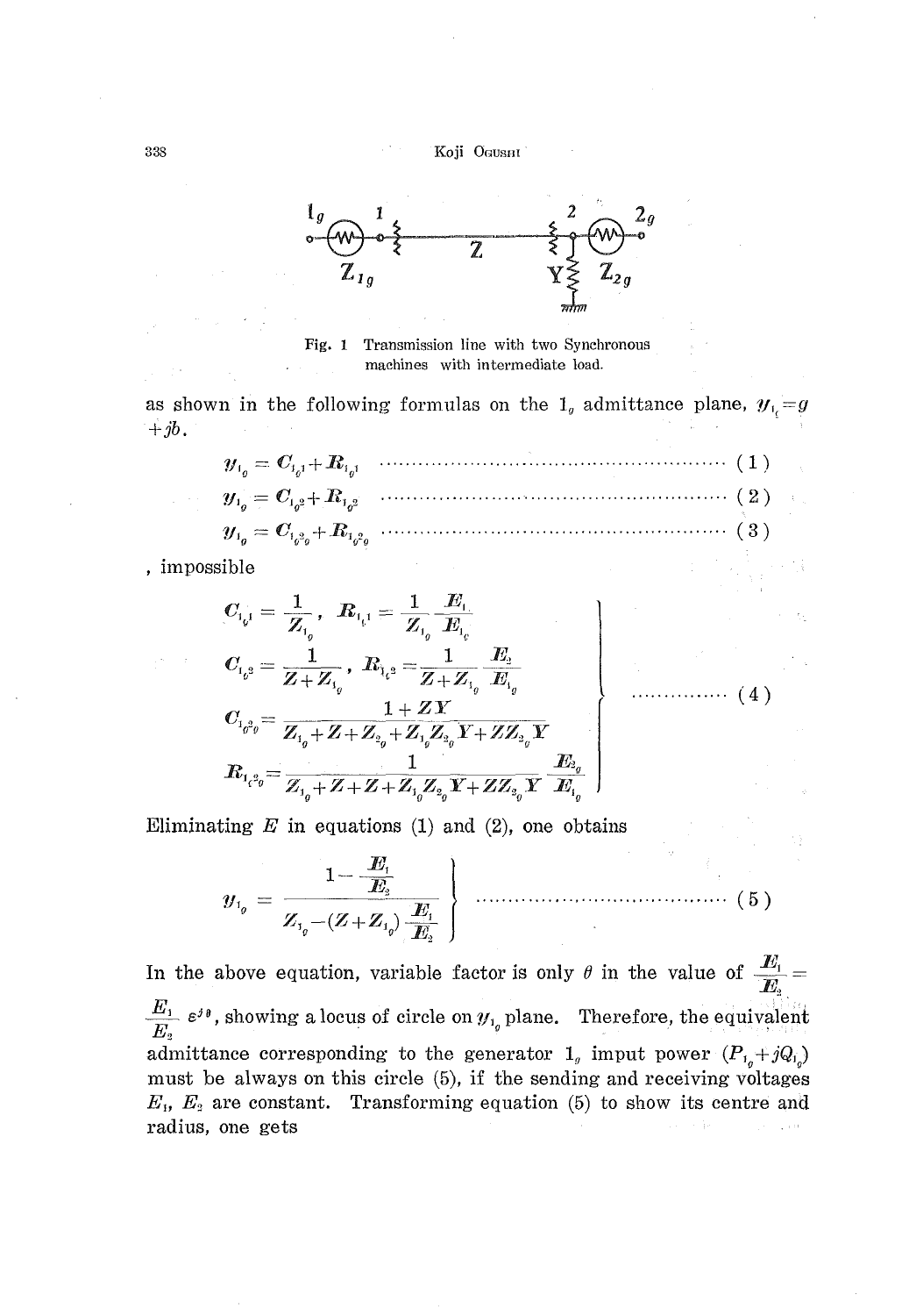Fig. 1 Transmission line with two Synchronous machines with intermediate load.

as shown in the following formulas on the $1_g$ admittance plane, $y_{1_g}=g+jb$.

$$y_{1_g} = C_{1_g1}+R_{1_g1} \quad \cdots\cdots (1)$$

$$y_{1_g} = C_{1_g2}+R_{1_g2} \quad \cdots\cdots (2)$$

$$y_{1_g} = C_{1_g2_g}+R_{1_g2_g} \quad \cdots\cdots (3)$$

, impossible

$$\left.\begin{aligned}
C_{1_g1} &= \frac{1}{Z_{1_g}}, \quad R_{1_g1} = \frac{1}{Z_{1_g}}\frac{E_1}{E_{1_g}} \\
C_{1_g2} &= \frac{1}{Z+Z_{1_g}}, \quad R_{1_g2} = \frac{1}{Z+Z_{1_g}}\frac{E_2}{E_{1_g}} \\
C_{1_g2_g} &= \frac{1+ZY}{Z_{1_g}+Z+Z_{2_g}+Z_{1_g}Z_{2_g}Y+ZZ_{2_g}Y} \\
R_{1_g2_g} &= \frac{1}{Z_{1_g}+Z+Z+Z_{1_g}Z_{2_g}Y+ZZ_{2_g}Y}\frac{E_{2_g}}{E_{1_g}}
\end{aligned}\right\} \quad \cdots\cdots (4)$$

Eliminating $E$ in equations (1) and (2), one obtains

$$y_{1_g} = \frac{1-\dfrac{E_1}{E_2}}{Z_{1_g}-(Z+Z_{1_g})\dfrac{E_1}{E_2}} \quad \cdots\cdots (5)$$

In the above equation, variable factor is only $\theta$ in the value of $\frac{E_1}{E_2} = \frac{E_1}{E_2}\varepsilon^{j\theta}$, showing a locus of circle on $y_{1_g}$ plane. Therefore, the equivalent admittance corresponding to the generator $1_g$ imput power $(P_{1_g}+jQ_{1_g})$ must be always on this circle (5), if the sending and receiving voltages $E_1$, $E_2$ are constant. Transforming equation (5) to show its centre and radius, one gets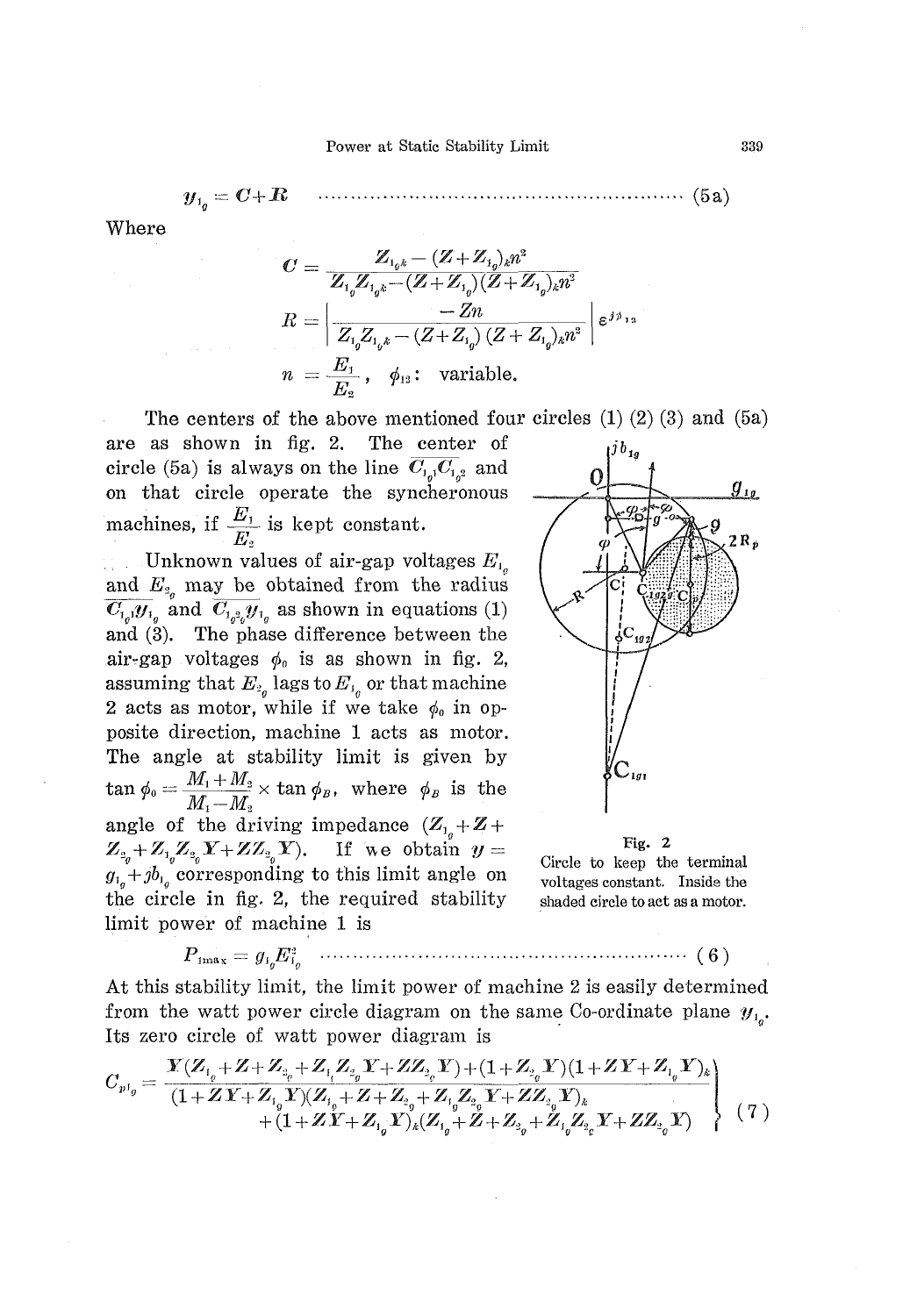$$y_{1_g} = C + R \quad \text{(5a)}$$

Where

$$C = \frac{Z_{1_g k} - (Z + Z_{1_g})_k n^2}{Z_{1_g} Z_{1_g k} - (Z + Z_{1_g})(Z + Z_{1_g})_k n^2}$$

$$R = \left| \frac{-Zn}{Z_{1_g} Z_{1_g k} - (Z + Z_{1_g})(Z + Z_{1_g})_k n^2} \right| \varepsilon^{j\phi_{12}}$$

$$n = \frac{E_1}{E_2}, \quad \phi_{12}: \text{ variable.}$$

The centers of the above mentioned four circles (1) (2) (3) and (5a) are as shown in fig. 2. The center of circle (5a) is always on the line $\overline{C_{1_g 1} C_{1_g 2}}$ and on that circle operate the syncheronous machines, if $\frac{E_1}{E_2}$ is kept constant.

Unknown values of air-gap voltages $E_{1_g}$ and $E_{2_g}$ may be obtained from the radius $\overline{C_{1_g 1} y_{1_g}}$ and $\overline{C_{1_g 2} y_{1_g}}$ as shown in equations (1) and (3). The phase difference between the air-gap voltages $\phi_0$ is as shown in fig. 2, assuming that $E_{2_g}$ lags to $E_{1_g}$ or that machine 2 acts as motor, while if we take $\phi_0$ in opposite direction, machine 1 acts as motor. The angle at stability limit is given by $\tan \phi_0 = \frac{M_1 + M_2}{M_1 - M_2} \times \tan \phi_B$, where $\phi_B$ is the angle of the driving impedance $(Z_{1_g} + Z + Z_{2_g} + Z_{1_g} Z_{2_g} Y + Z Z_{2_g} Y)$. If we obtain $y = g_{1_g} + j b_{1_g}$ corresponding to this limit angle on the circle in fig. 2, the required stability limit power of machine 1 is

Fig. 2
Circle to keep the terminal voltages constant. Inside the shaded circle to act as a motor.

$$P_{1\max} = g_{1_g} E_{1_g}^2 \quad \text{(6)}$$

At this stability limit, the limit power of machine 2 is easily determined from the watt power circle diagram on the same Co-ordinate plane $y_{1_g}$. Its zero circle of watt power diagram is

$$C_{p1_g} = \frac{Y(Z_{1_g} + Z + Z_{2_g} + Z_{1_g} Z_{2_g} Y + Z Z_{2_g} Y) + (1 + Z_{2_g} Y)(1 + Z Y + Z_{1_g} Y)_k}{(1 + Z Y + Z_{1_g} Y)(Z_{1_g} + Z + Z_{2_g} + Z_{1_g} Z_{2_g} Y + Z Z_{2_g} Y)_k + (1 + Z Y + Z_{1_g} Y)_k (Z_{1_g} + Z + Z_{2_g} + Z_{1_g} Z_{2_g} Y + Z Z_{2_g} Y)} \quad (7)$$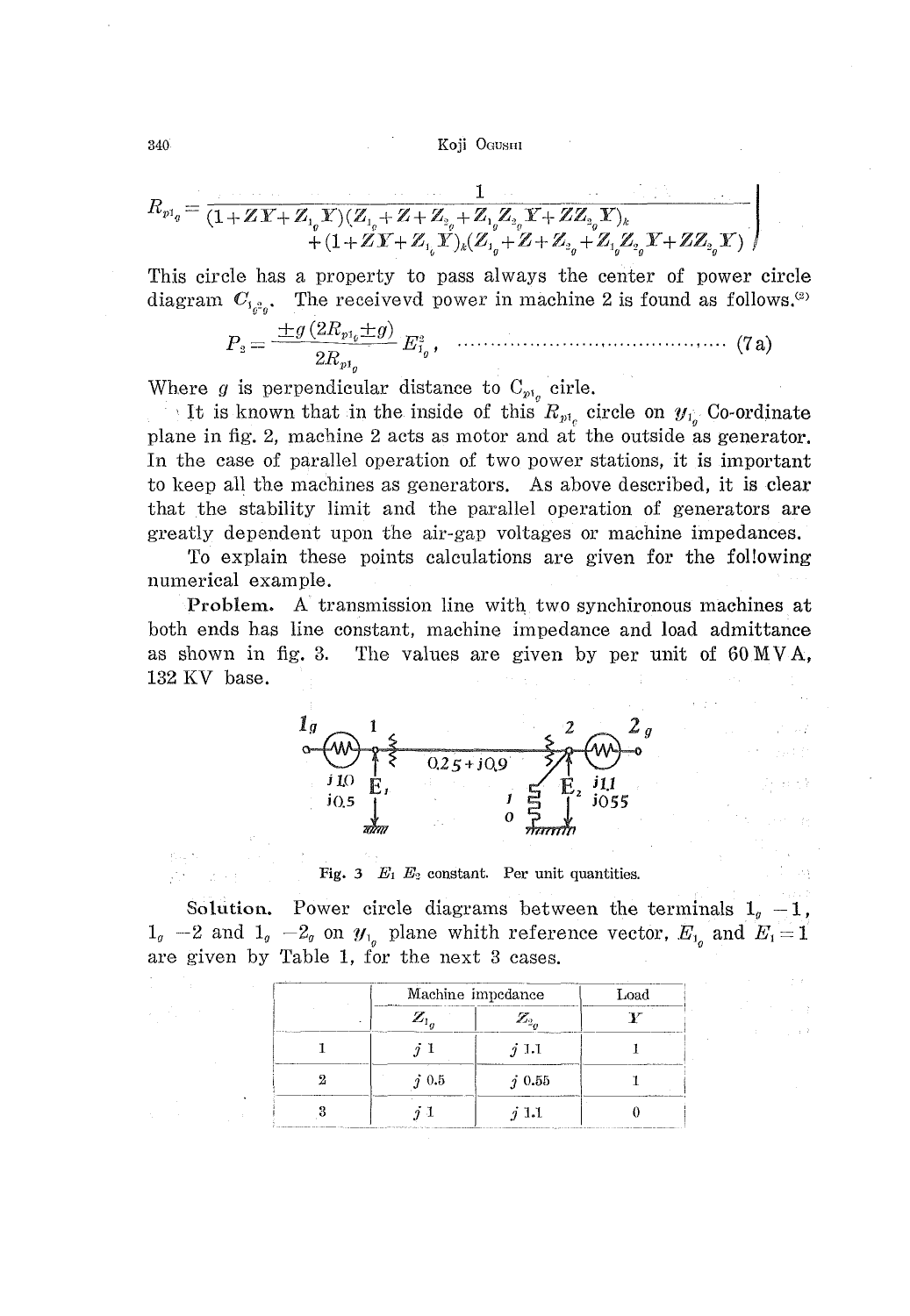$$R_{p1_g} = \frac{1}{(1+ZY+Z_{1_g}Y)(Z_{1_g}+Z+Z_{2_g}+Z_1Z_{2_g}Y+ZZ_{2_g}Y)_k + (1+ZY+Z_{1_g}Y)_k(Z_{1_g}+Z+Z_{2_g}+Z_{1_g}Z_{2_g}Y+ZZ_{2_g}Y)}$$

This circle has a property to pass always the center of power circle diagram $C_{1_g 2_g}$. The receivevd power in machine 2 is found as follows.[3]

$$P_2 = \frac{\pm g\,(2R_{p1_g} \pm g)}{2R_{p1_g}} E_{1_g}^2, \quad \text{(7a)}$$

Where $g$ is perpendicular distance to $C_{p1_g}$ cirle.

It is known that in the inside of this $R_{p1_g}$ circle on $y_{1_g}$ Co-ordinate plane in fig. 2, machine 2 acts as motor and at the outside as generator. In the case of parallel operation of two power stations, it is important to keep all the machines as generators. As above described, it is clear that the stability limit and the parallel operation of generators are greatly dependent upon the air-gap voltages or machine impedances.

To explain these points calculations are given for the following numerical example.

**Problem.** A transmission line with two synchironous machines at both ends has line constant, machine impedance and load admittance as shown in fig. 3. The values are given by per unit of 60 MVA, 132 KV base.

Fig. 3 $E_1$ $E_2$ constant. Per unit quantities.

**Solution.** Power circle diagrams between the terminals $1_g - 1$, $1_g - 2$ and $1_g - 2_g$ on $y_{1_g}$ plane whith reference vector, $E_{1_g}$ and $E_1 = 1$ are given by Table 1, for the next 3 cases.

| | Machine impedance | | Load |
|---|---|---|---|
| | $Z_{1_g}$ | $Z_{2_g}$ | $Y$ |
| 1 | $j\,1$ | $j\,1.1$ | 1 |
| 2 | $j\,0.5$ | $j\,0.55$ | 1 |
| 3 | $j\,1$ | $j\,1.1$ | 0 |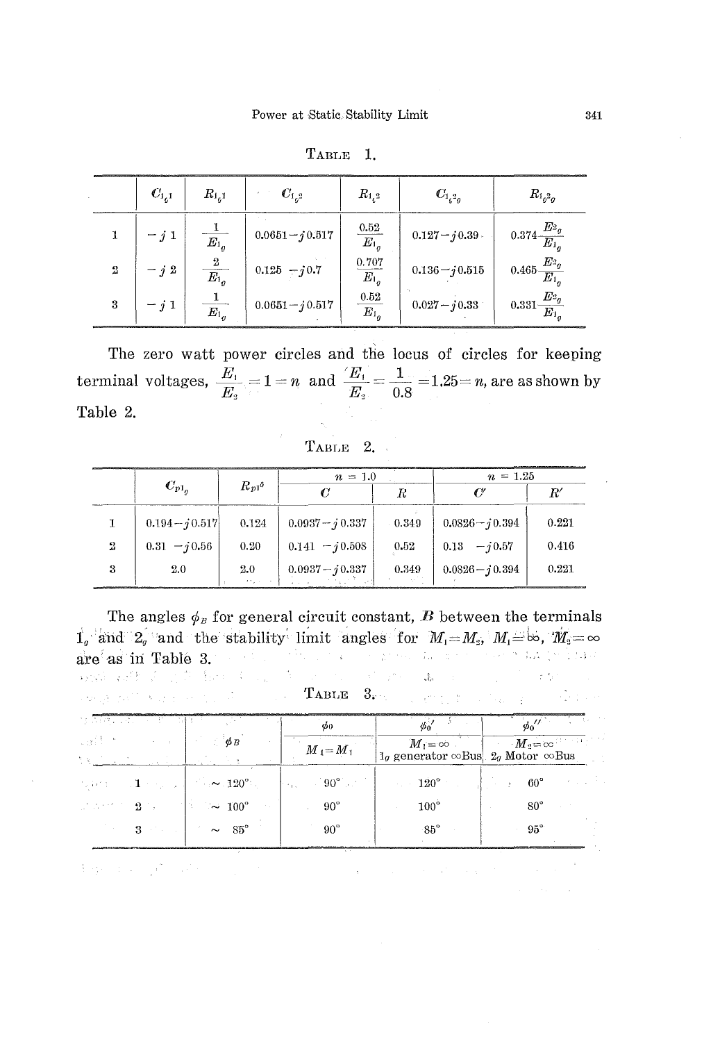TABLE 1.

| | $C_{1_g1}$ | $R_{1_g1}$ | $C_{1_g2}$ | $R_{1_g2}$ | $C_{1_g2_g}$ | $R_{1_g2_g}$ |
|---|---|---|---|---|---|---|
| 1 | $-j\,1$ | $\frac{1}{E_{1_g}}$ | $0.0651-j\,0.517$ | $\frac{0.52}{E_{1_g}}$ | $0.127-j\,0.39$ | $0.374\frac{E_{2_g}}{E_{1_g}}$ |
| 2 | $-j\,2$ | $\frac{2}{E_{1_g}}$ | $0.125\ -j\,0.7$ | $\frac{0.707}{E_{1_g}}$ | $0.136-j\,0.515$ | $0.465\frac{E_{2_g}}{E_{1_g}}$ |
| 3 | $-j\,1$ | $\frac{1}{E_{1_g}}$ | $0.0651-j\,0.517$ | $\frac{0.52}{E_{1_g}}$ | $0.027-j\,0.33$ | $0.331\frac{E_{2_g}}{E_{1_g}}$ |

The zero watt power circles and the locus of circles for keeping terminal voltages, $\frac{E_1}{E_2}=1=n$ and $\frac{E_1}{E_2}=\frac{1}{0.8}=1.25=n$, are as shown by Table 2.

TABLE 2.

| | $C_{p1_g}$ | $R_{p1^0}$ | $n=1.0$ | | $n=1.25$ | |
|---|---|---|---|---|---|---|
| | | | $C$ | $R$ | $C'$ | $R'$ |
| 1 | $0.194-j\,0.517$ | 0.124 | $0.0937-j\,0.337$ | 0.349 | $0.0826-j\,0.394$ | 0.221 |
| 2 | $0.31\ -j\,0.56$ | 0.20 | $0.141\ -j\,0.508$ | 0.52 | $0.13\ \ -j\,0.57$ | 0.416 |
| 3 | 2.0 | 2.0 | $0.0937-j\,0.337$ | 0.349 | $0.0826-j\,0.394$ | 0.221 |

The angles $\phi_B$ for general circuit constant, $\boldsymbol{B}$ between the terminals $1_g$ and $2_g$ and the stability limit angles for $M_1=M_2$, $M_1=\infty$, $M_2=\infty$ are as in Table 3.

TABLE 3.

| | $\phi_B$ | $\phi_0$ | $\phi_0'$ | $\phi_0''$ |
|---|---|---|---|---|
| | | $M_1=M_1$ | $M_1=\infty$ $1_g$ generator $\infty$Bus | $M_2=\infty$ $2_g$ Motor $\infty$Bus |
| 1 | $\sim 120°$ | $90°$ | $120°$ | $60°$ |
| 2 | $\sim 100°$ | $90°$ | $100°$ | $80°$ |
| 3 | $\sim 85°$ | $90°$ | $85°$ | $95°$ |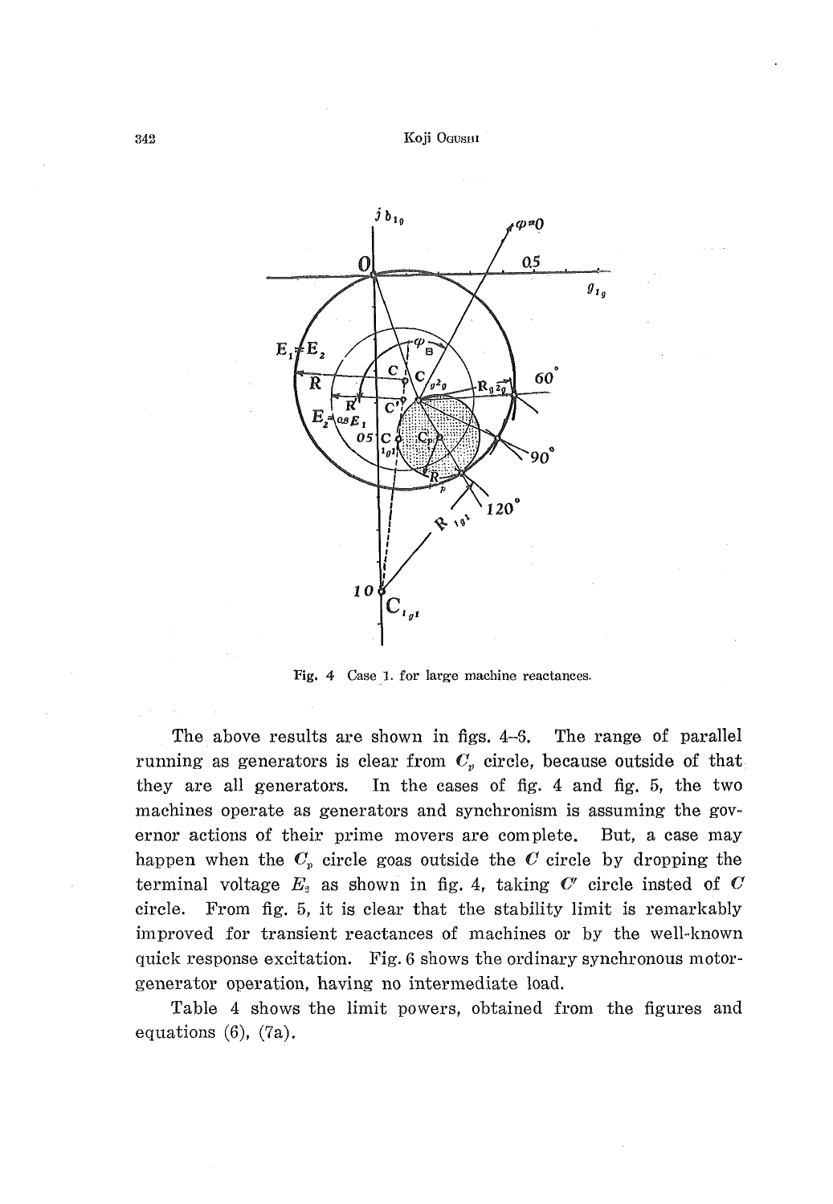Fig. 4 Case 1. for large machine reactances.

The above results are shown in figs. 4–6. The range of parallel running as generators is clear from $C_p$ circle, because outside of that they are all generators. In the cases of fig. 4 and fig. 5, the two machines operate as generators and synchronism is assuming the governor actions of their prime movers are complete. But, a case may happen when the $C_p$ circle goas outside the $C$ circle by dropping the terminal voltage $E_2$ as shown in fig. 4, taking $C'$ circle insted of $C$ circle. From fig. 5, it is clear that the stability limit is remarkably improved for transient reactances of machines or by the well-known quick response excitation. Fig. 6 shows the ordinary synchronous motor-generator operation, having no intermediate load.

Table 4 shows the limit powers, obtained from the figures and equations (6), (7a).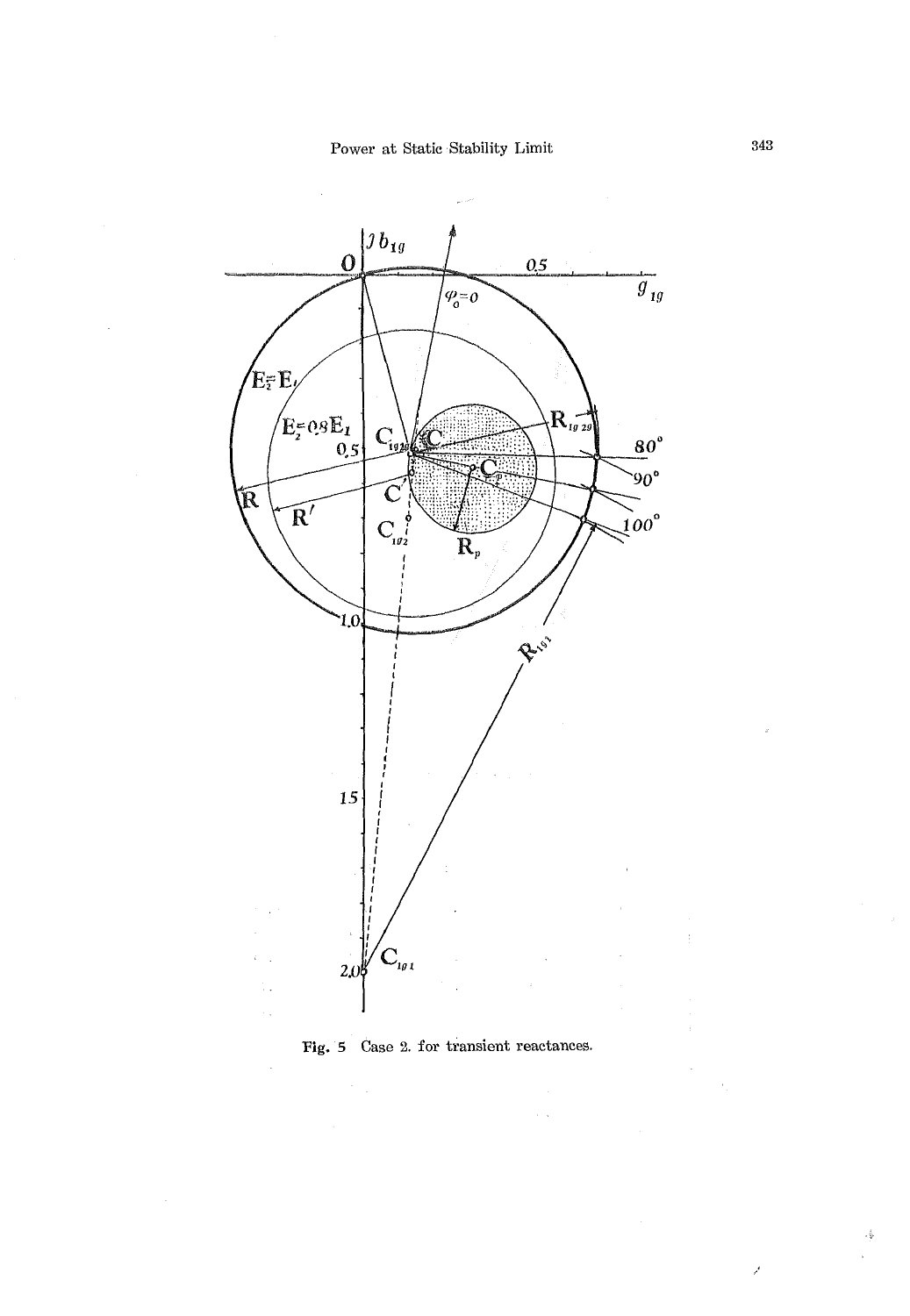Fig. 5 Case 2. for transient reactances.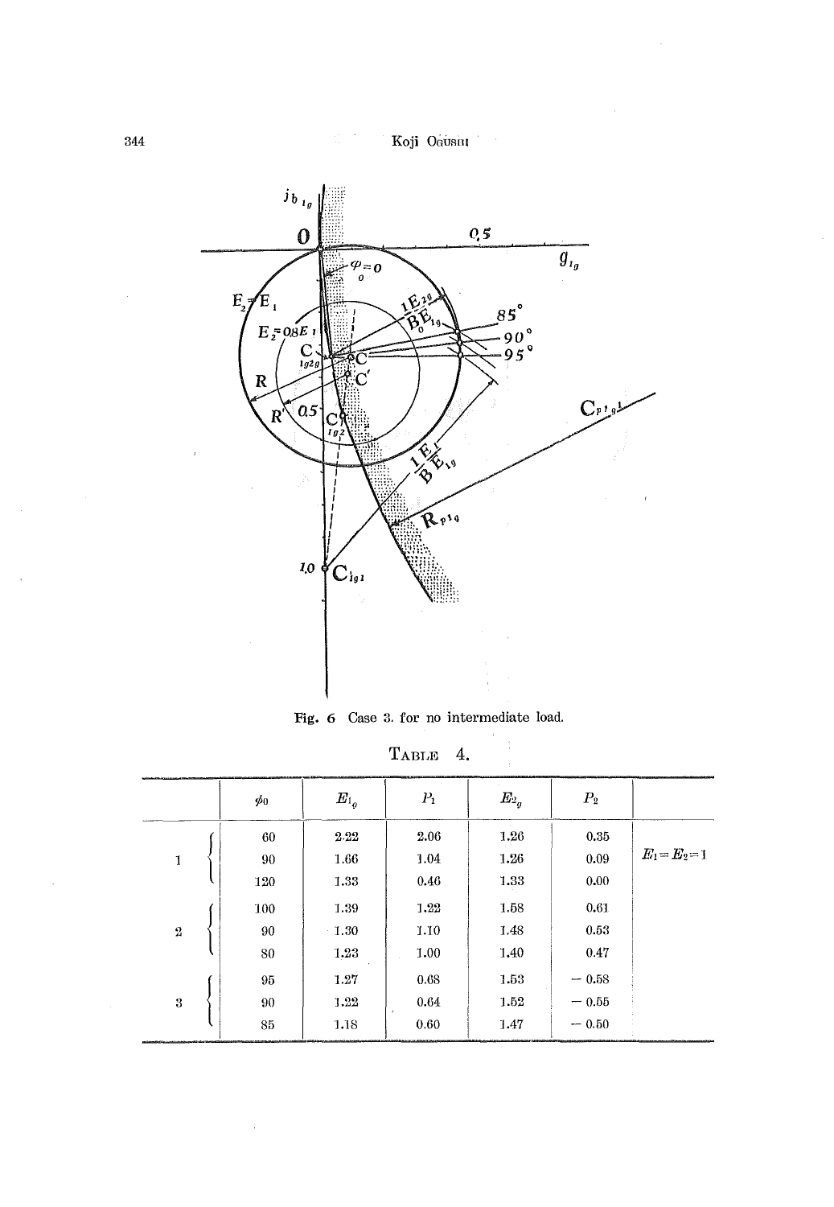Fig. 6 Case 3. for no intermediate load.

TABLE 4.

| | $\phi_0$ | $E_{1_g}$ | $P_1$ | $E_{2_g}$ | $P_2$ | |
|---|---|---|---|---|---|---|
| 1 | 60 | 2.22 | 2.06 | 1.26 | 0.35 | $E_1=E_2=1$ |
| | 90 | 1.66 | 1.04 | 1.26 | 0.09 | |
| | 120 | 1.33 | 0.46 | 1.33 | 0.00 | |
| 2 | 100 | 1.39 | 1.22 | 1.58 | 0.61 | |
| | 90 | 1.30 | 1.10 | 1.48 | 0.53 | |
| | 80 | 1.23 | 1.00 | 1.40 | 0.47 | |
| 3 | 95 | 1.27 | 0.68 | 1.53 | −0.58 | |
| | 90 | 1.22 | 0.64 | 1.52 | −0.55 | |
| | 85 | 1.18 | 0.60 | 1.47 | −0.50 | |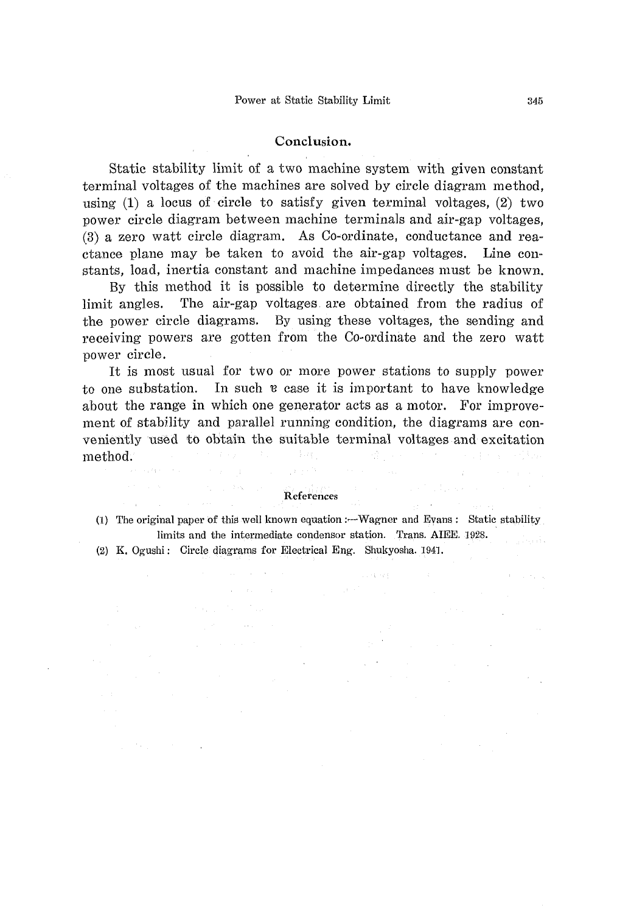## Conclusion.

Static stability limit of a two machine system with given constant terminal voltages of the machines are solved by circle diagram method, using (1) a locus of circle to satisfy given terminal voltages, (2) two power circle diagram between machine terminals and air-gap voltages, (3) a zero watt circle diagram. As Co-ordinate, conductance and reactance plane may be taken to avoid the air-gap voltages. Line constants, load, inertia constant and machine impedances must be known.

By this method it is possible to determine directly the stability limit angles. The air-gap voltages are obtained from the radius of the power circle diagrams. By using these voltages, the sending and receiving powers are gotten from the Co-ordinate and the zero watt power circle.

It is most usual for two or more power stations to supply power to one substation. In such a case it is important to have knowledge about the range in which one generator acts as a motor. For improvement of stability and parallel running condition, the diagrams are conveniently used to obtain the suitable terminal voltages and excitation method.

### References

(1) The original paper of this well known equation :—Wagner and Evans : Static stability limits and the intermediate condensor station. Trans. AIEE. 1928.

(2) K. Ogushi : Circle diagrams for Electrical Eng. Shukyosha. 1941.